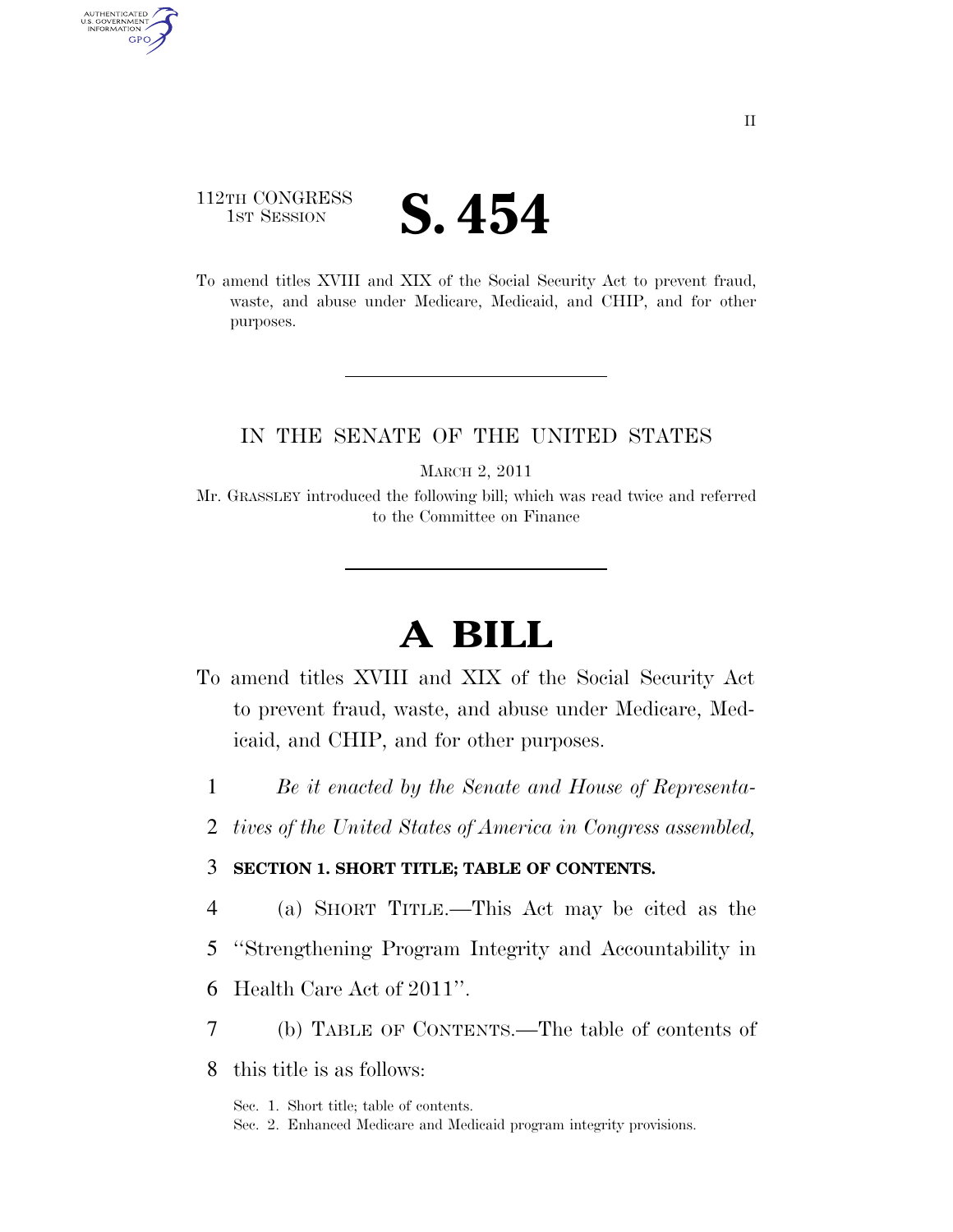112TH CONGRESS
1ST SESSION

# S. 454

To amend titles XVIII and XIX of the Social Security Act to prevent fraud, waste, and abuse under Medicare, Medicaid, and CHIP, and for other purposes.

---

IN THE SENATE OF THE UNITED STATES

MARCH 2, 2011

Mr. GRASSLEY introduced the following bill; which was read twice and referred to the Committee on Finance

---

# A BILL

To amend titles XVIII and XIX of the Social Security Act to prevent fraud, waste, and abuse under Medicare, Medicaid, and CHIP, and for other purposes.

1 *Be it enacted by the Senate and House of Representa-*
2 *tives of the United States of America in Congress assembled,*

3 **SECTION 1. SHORT TITLE; TABLE OF CONTENTS.**

4 (a) SHORT TITLE.—This Act may be cited as the
5 "Strengthening Program Integrity and Accountability in
6 Health Care Act of 2011".

7 (b) TABLE OF CONTENTS.—The table of contents of
8 this title is as follows:

Sec. 1. Short title; table of contents.
Sec. 2. Enhanced Medicare and Medicaid program integrity provisions.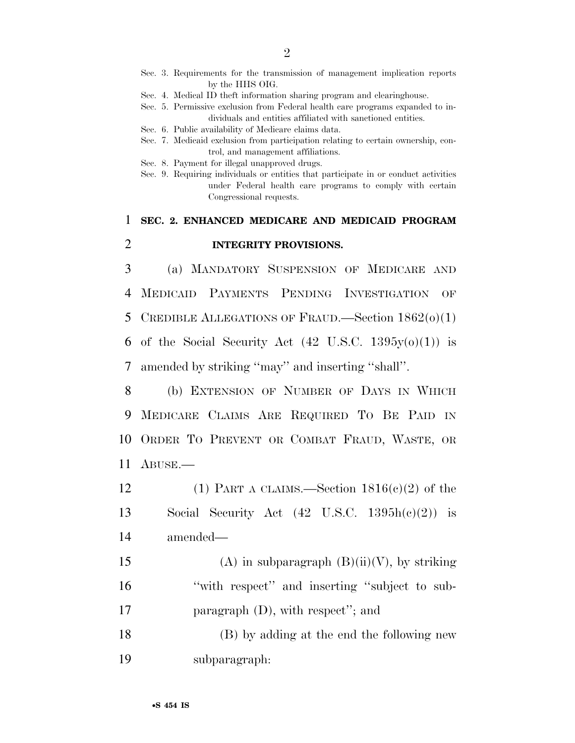Sec. 3. Requirements for the transmission of management implication reports by the HHS OIG.
Sec. 4. Medical ID theft information sharing program and clearinghouse.
Sec. 5. Permissive exclusion from Federal health care programs expanded to individuals and entities affiliated with sanctioned entities.
Sec. 6. Public availability of Medicare claims data.
Sec. 7. Medicaid exclusion from participation relating to certain ownership, control, and management affiliations.
Sec. 8. Payment for illegal unapproved drugs.
Sec. 9. Requiring individuals or entities that participate in or conduct activities under Federal health care programs to comply with certain Congressional requests.

## SEC. 2. ENHANCED MEDICARE AND MEDICAID PROGRAM INTEGRITY PROVISIONS.

(a) MANDATORY SUSPENSION OF MEDICARE AND MEDICAID PAYMENTS PENDING INVESTIGATION OF CREDIBLE ALLEGATIONS OF FRAUD.—Section 1862(o)(1) of the Social Security Act (42 U.S.C. 1395y(o)(1)) is amended by striking ''may'' and inserting ''shall''.

(b) EXTENSION OF NUMBER OF DAYS IN WHICH MEDICARE CLAIMS ARE REQUIRED TO BE PAID IN ORDER TO PREVENT OR COMBAT FRAUD, WASTE, OR ABUSE.—

(1) PART A CLAIMS.—Section 1816(c)(2) of the Social Security Act (42 U.S.C. 1395h(c)(2)) is amended—

(A) in subparagraph (B)(ii)(V), by striking ''with respect'' and inserting ''subject to subparagraph (D), with respect''; and

(B) by adding at the end the following new subparagraph: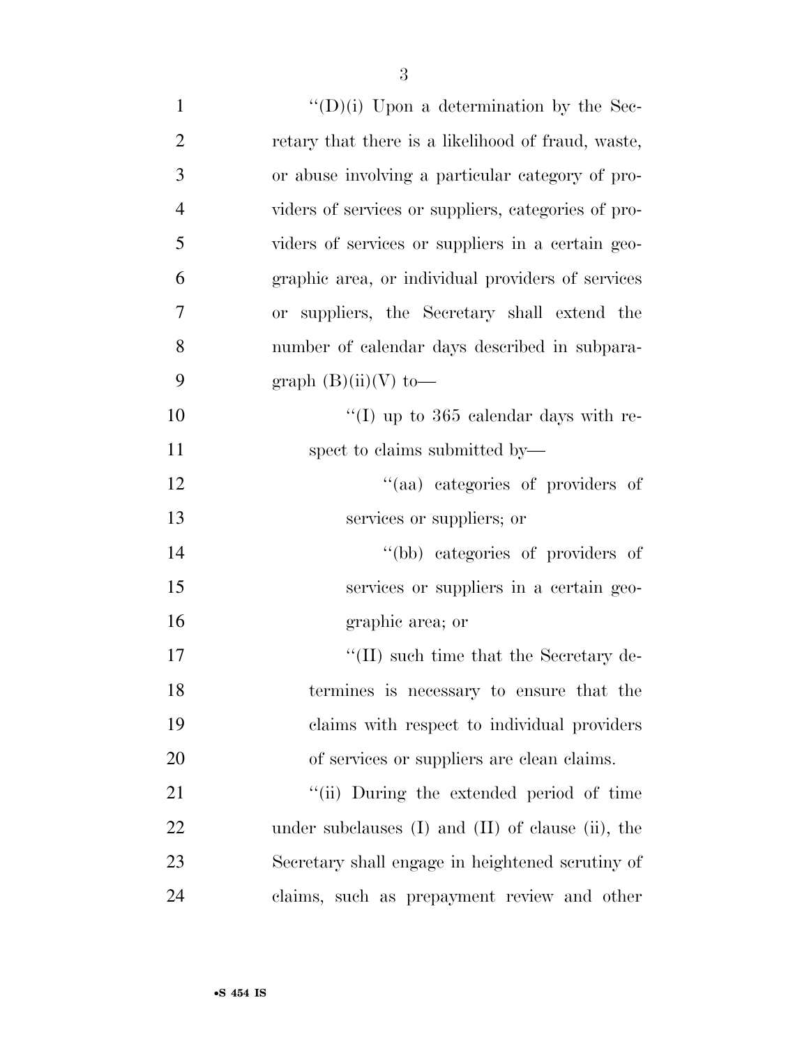"(D)(i) Upon a determination by the Secretary that there is a likelihood of fraud, waste, or abuse involving a particular category of providers of services or suppliers, categories of providers of services or suppliers in a certain geographic area, or individual providers of services or suppliers, the Secretary shall extend the number of calendar days described in subparagraph (B)(ii)(V) to—

"(I) up to 365 calendar days with respect to claims submitted by—

"(aa) categories of providers of services or suppliers; or

"(bb) categories of providers of services or suppliers in a certain geographic area; or

"(II) such time that the Secretary determines is necessary to ensure that the claims with respect to individual providers of services or suppliers are clean claims.

"(ii) During the extended period of time under subclauses (I) and (II) of clause (ii), the Secretary shall engage in heightened scrutiny of claims, such as prepayment review and other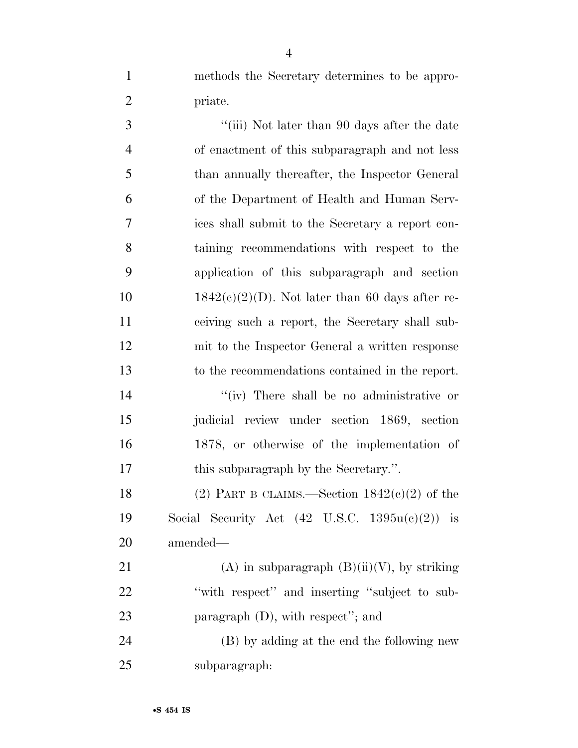methods the Secretary determines to be appropriate.

"(iii) Not later than 90 days after the date of enactment of this subparagraph and not less than annually thereafter, the Inspector General of the Department of Health and Human Services shall submit to the Secretary a report containing recommendations with respect to the application of this subparagraph and section 1842(c)(2)(D). Not later than 60 days after receiving such a report, the Secretary shall submit to the Inspector General a written response to the recommendations contained in the report.

"(iv) There shall be no administrative or judicial review under section 1869, section 1878, or otherwise of the implementation of this subparagraph by the Secretary.".

(2) PART B CLAIMS.—Section 1842(c)(2) of the Social Security Act (42 U.S.C. 1395u(c)(2)) is amended—

(A) in subparagraph (B)(ii)(V), by striking "with respect" and inserting "subject to subparagraph (D), with respect"; and

(B) by adding at the end the following new subparagraph: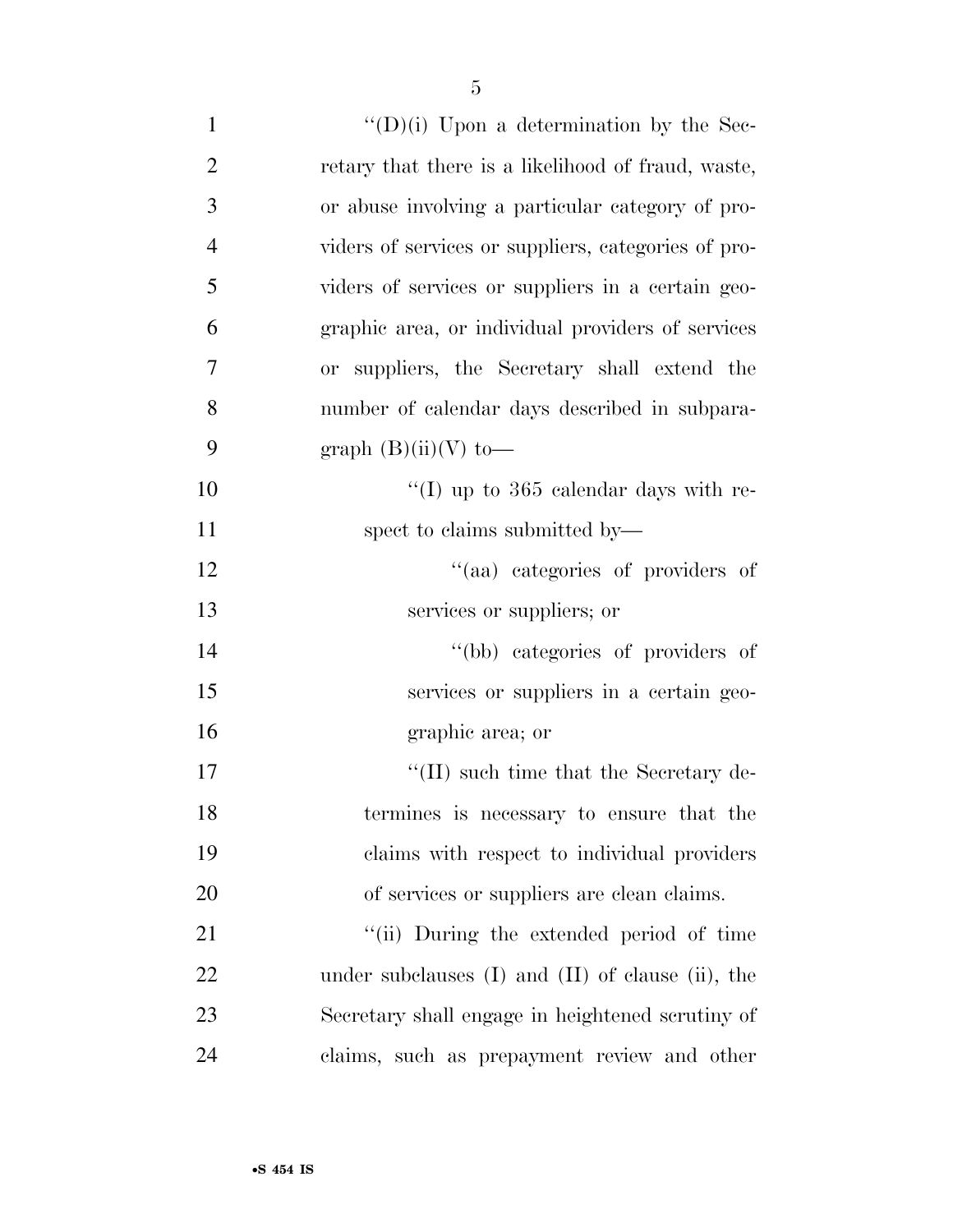"(D)(i) Upon a determination by the Secretary that there is a likelihood of fraud, waste, or abuse involving a particular category of providers of services or suppliers, categories of providers of services or suppliers in a certain geographic area, or individual providers of services or suppliers, the Secretary shall extend the number of calendar days described in subparagraph (B)(ii)(V) to—

"(I) up to 365 calendar days with respect to claims submitted by—

"(aa) categories of providers of services or suppliers; or

"(bb) categories of providers of services or suppliers in a certain geographic area; or

"(II) such time that the Secretary determines is necessary to ensure that the claims with respect to individual providers of services or suppliers are clean claims.

"(ii) During the extended period of time under subclauses (I) and (II) of clause (ii), the Secretary shall engage in heightened scrutiny of claims, such as prepayment review and other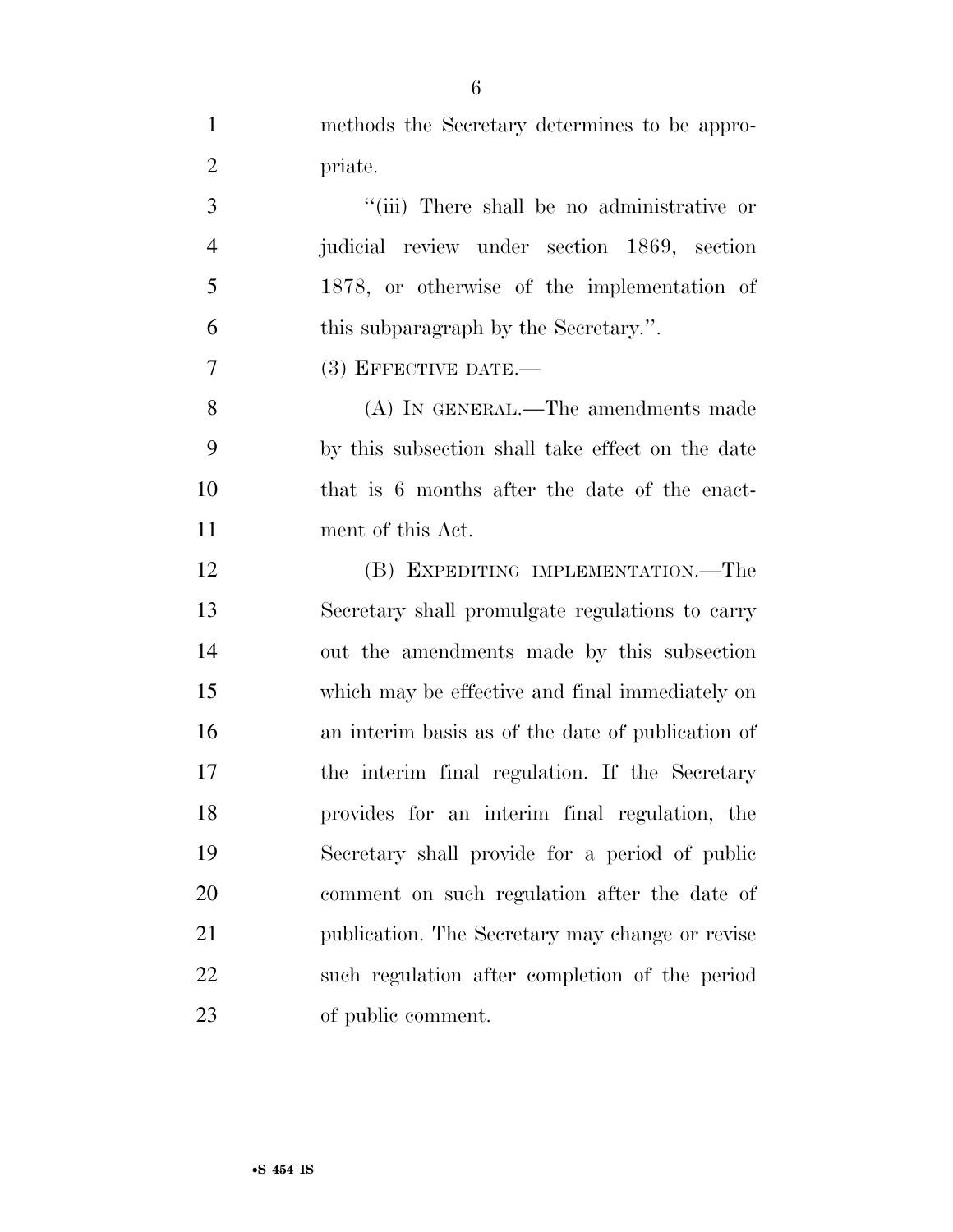methods the Secretary determines to be appropriate.

''(iii) There shall be no administrative or judicial review under section 1869, section 1878, or otherwise of the implementation of this subparagraph by the Secretary.''.

(3) EFFECTIVE DATE.—

(A) IN GENERAL.—The amendments made by this subsection shall take effect on the date that is 6 months after the date of the enactment of this Act.

(B) EXPEDITING IMPLEMENTATION.—The Secretary shall promulgate regulations to carry out the amendments made by this subsection which may be effective and final immediately on an interim basis as of the date of publication of the interim final regulation. If the Secretary provides for an interim final regulation, the Secretary shall provide for a period of public comment on such regulation after the date of publication. The Secretary may change or revise such regulation after completion of the period of public comment.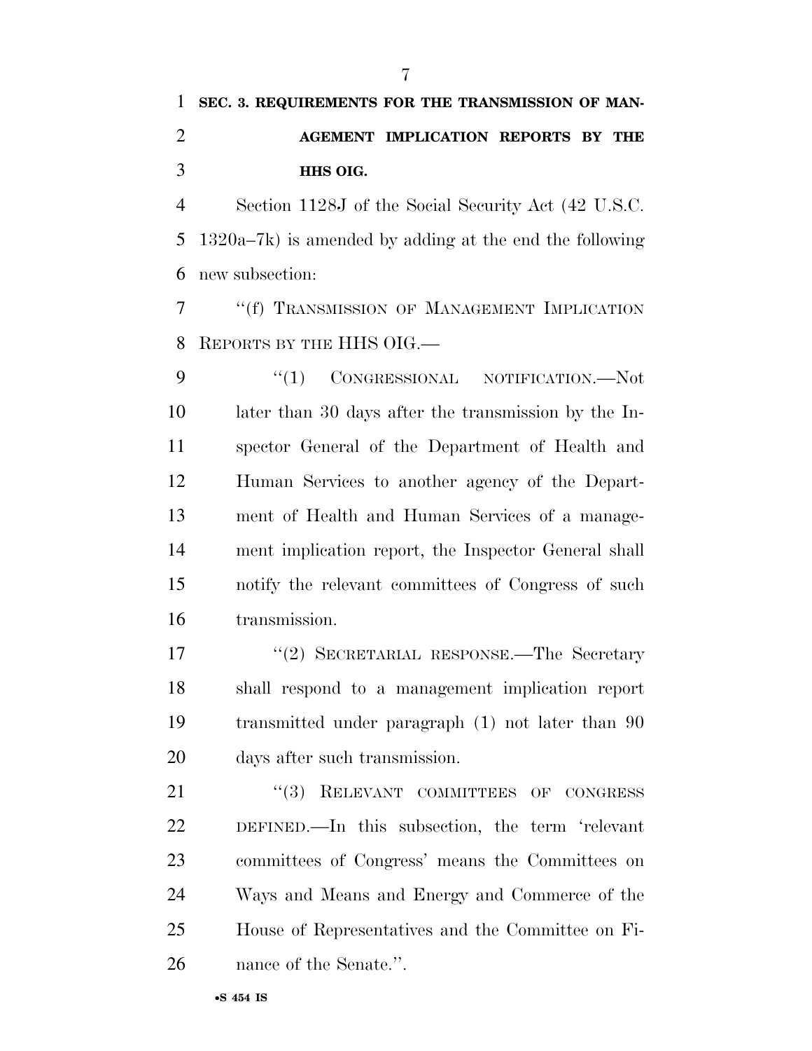**SEC. 3. REQUIREMENTS FOR THE TRANSMISSION OF MANAGEMENT IMPLICATION REPORTS BY THE HHS OIG.**

Section 1128J of the Social Security Act (42 U.S.C. 1320a–7k) is amended by adding at the end the following new subsection:

"(f) TRANSMISSION OF MANAGEMENT IMPLICATION REPORTS BY THE HHS OIG.—

"(1) CONGRESSIONAL NOTIFICATION.—Not later than 30 days after the transmission by the Inspector General of the Department of Health and Human Services to another agency of the Department of Health and Human Services of a management implication report, the Inspector General shall notify the relevant committees of Congress of such transmission.

"(2) SECRETARIAL RESPONSE.—The Secretary shall respond to a management implication report transmitted under paragraph (1) not later than 90 days after such transmission.

"(3) RELEVANT COMMITTEES OF CONGRESS DEFINED.—In this subsection, the term 'relevant committees of Congress' means the Committees on Ways and Means and Energy and Commerce of the House of Representatives and the Committee on Finance of the Senate.".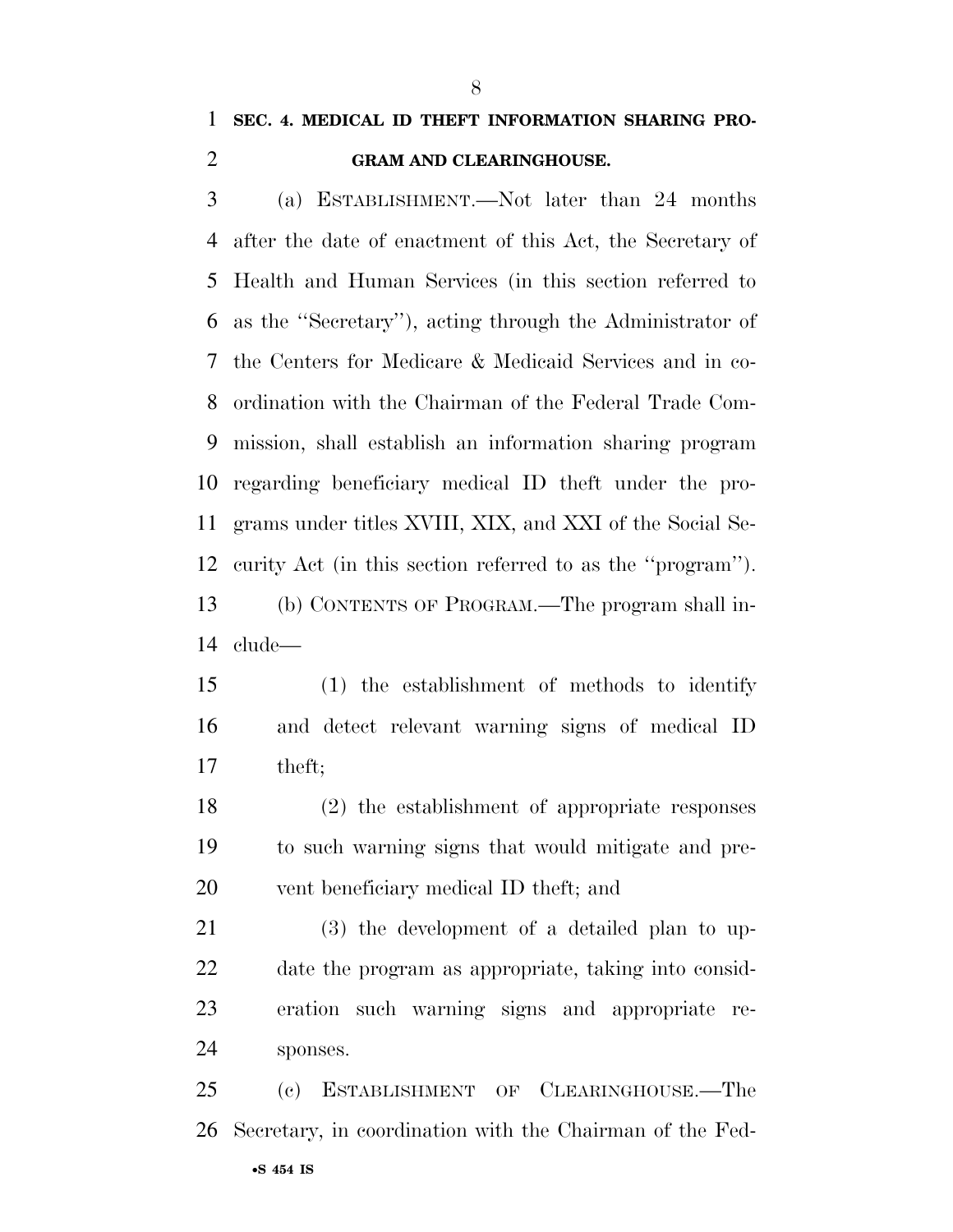## SEC. 4. MEDICAL ID THEFT INFORMATION SHARING PROGRAM AND CLEARINGHOUSE.

(a) ESTABLISHMENT.—Not later than 24 months after the date of enactment of this Act, the Secretary of Health and Human Services (in this section referred to as the "Secretary"), acting through the Administrator of the Centers for Medicare & Medicaid Services and in coordination with the Chairman of the Federal Trade Commission, shall establish an information sharing program regarding beneficiary medical ID theft under the programs under titles XVIII, XIX, and XXI of the Social Security Act (in this section referred to as the "program").

(b) CONTENTS OF PROGRAM.—The program shall include—

(1) the establishment of methods to identify and detect relevant warning signs of medical ID theft;

(2) the establishment of appropriate responses to such warning signs that would mitigate and prevent beneficiary medical ID theft; and

(3) the development of a detailed plan to update the program as appropriate, taking into consideration such warning signs and appropriate responses.

(c) ESTABLISHMENT OF CLEARINGHOUSE.—The Secretary, in coordination with the Chairman of the Fed-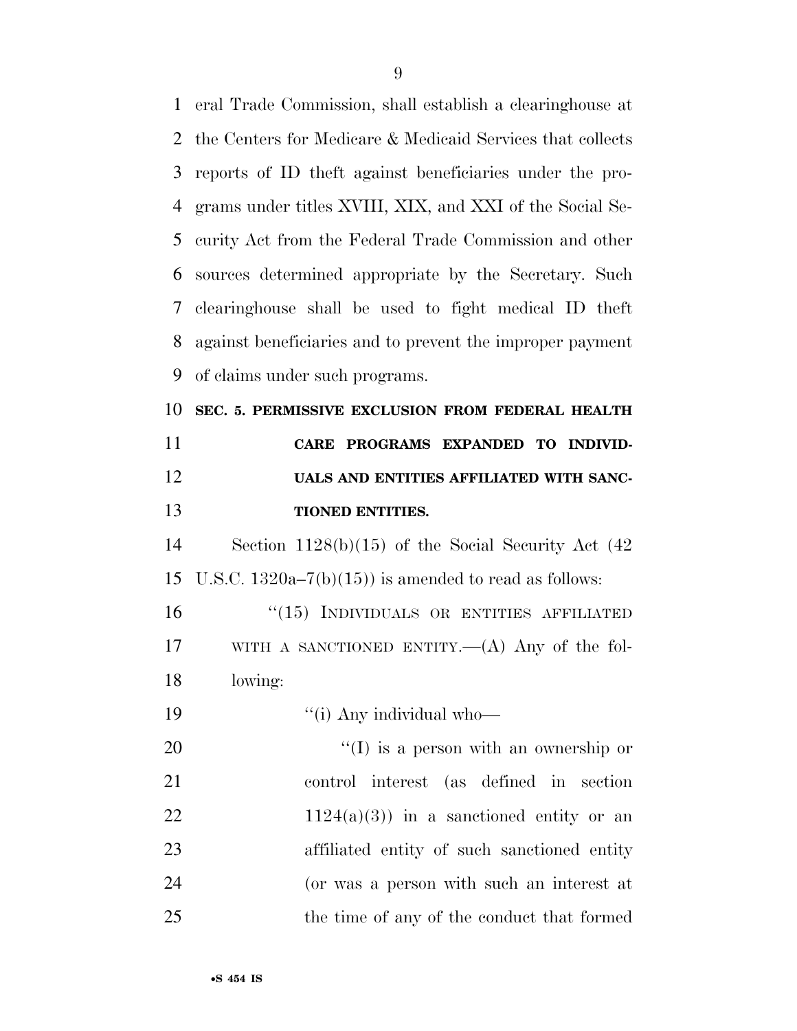eral Trade Commission, shall establish a clearinghouse at the Centers for Medicare & Medicaid Services that collects reports of ID theft against beneficiaries under the programs under titles XVIII, XIX, and XXI of the Social Security Act from the Federal Trade Commission and other sources determined appropriate by the Secretary. Such clearinghouse shall be used to fight medical ID theft against beneficiaries and to prevent the improper payment of claims under such programs.

**SEC. 5. PERMISSIVE EXCLUSION FROM FEDERAL HEALTH CARE PROGRAMS EXPANDED TO INDIVIDUALS AND ENTITIES AFFILIATED WITH SANCTIONED ENTITIES.**

Section 1128(b)(15) of the Social Security Act (42 U.S.C. 1320a–7(b)(15)) is amended to read as follows:

"(15) INDIVIDUALS OR ENTITIES AFFILIATED WITH A SANCTIONED ENTITY.—(A) Any of the following:

"(i) Any individual who—

"(I) is a person with an ownership or control interest (as defined in section 1124(a)(3)) in a sanctioned entity or an affiliated entity of such sanctioned entity (or was a person with such an interest at the time of any of the conduct that formed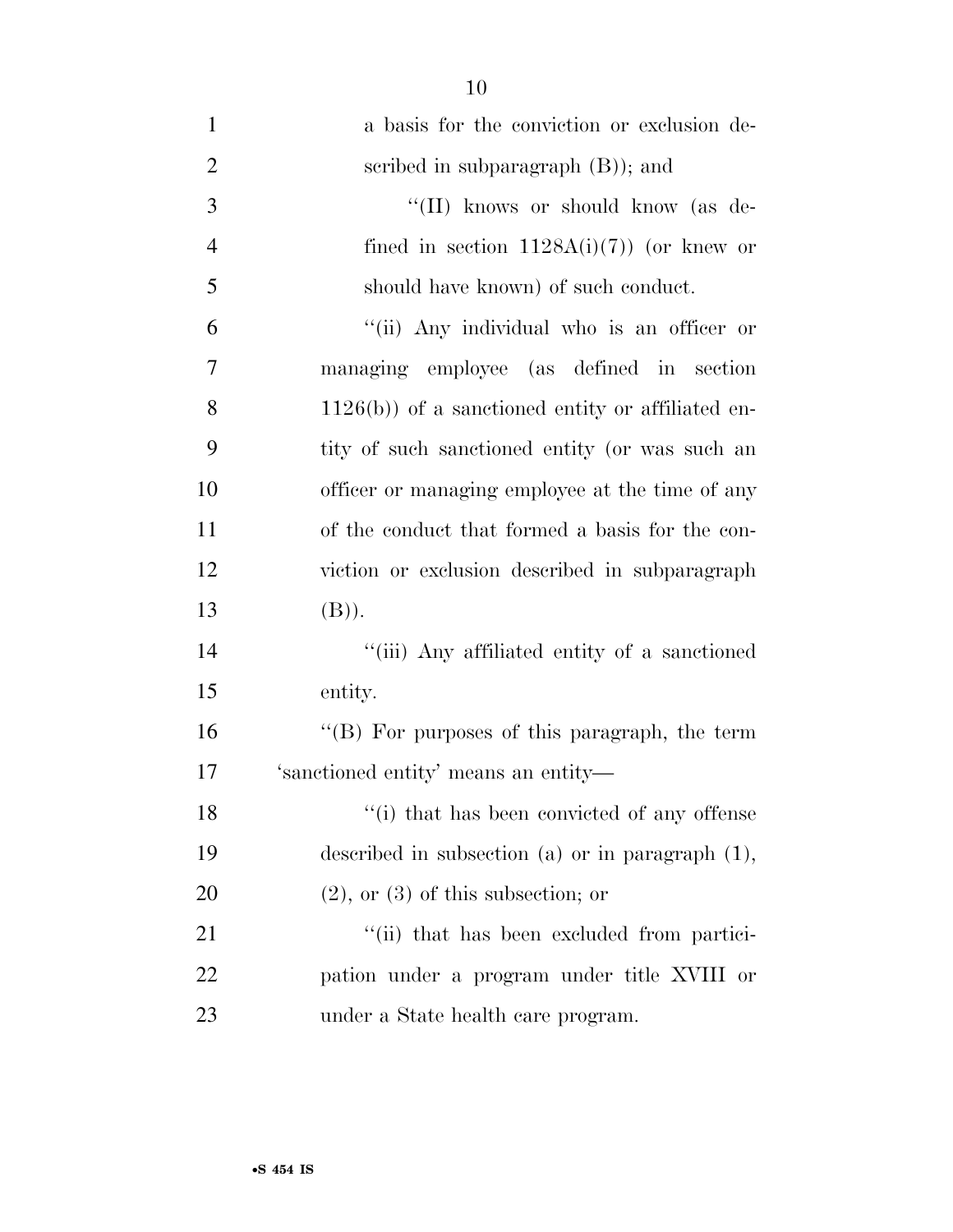a basis for the conviction or exclusion described in subparagraph (B)); and

"(II) knows or should know (as defined in section 1128A(i)(7)) (or knew or should have known) of such conduct.

"(ii) Any individual who is an officer or managing employee (as defined in section 1126(b)) of a sanctioned entity or affiliated entity of such sanctioned entity (or was such an officer or managing employee at the time of any of the conduct that formed a basis for the conviction or exclusion described in subparagraph (B)).

"(iii) Any affiliated entity of a sanctioned entity.

"(B) For purposes of this paragraph, the term 'sanctioned entity' means an entity—

"(i) that has been convicted of any offense described in subsection (a) or in paragraph (1), (2), or (3) of this subsection; or

"(ii) that has been excluded from participation under a program under title XVIII or under a State health care program.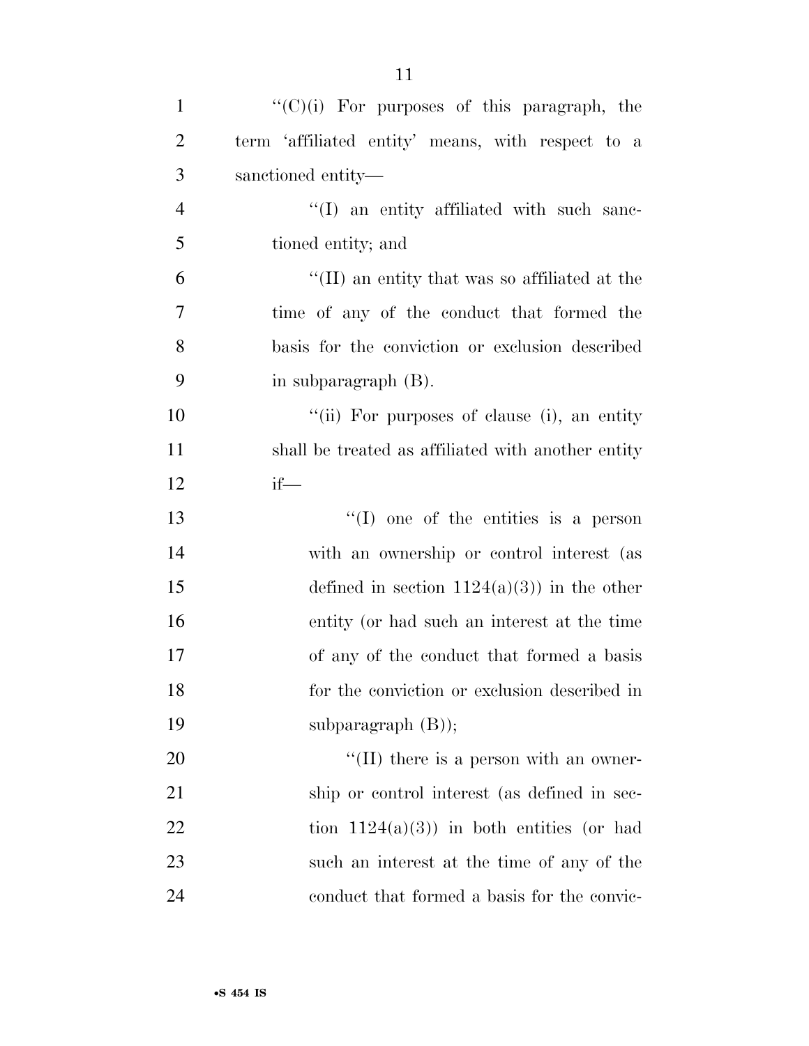''(C)(i) For purposes of this paragraph, the term 'affiliated entity' means, with respect to a sanctioned entity—

''(I) an entity affiliated with such sanctioned entity; and

''(II) an entity that was so affiliated at the time of any of the conduct that formed the basis for the conviction or exclusion described in subparagraph (B).

''(ii) For purposes of clause (i), an entity shall be treated as affiliated with another entity if—

''(I) one of the entities is a person with an ownership or control interest (as defined in section 1124(a)(3)) in the other entity (or had such an interest at the time of any of the conduct that formed a basis for the conviction or exclusion described in subparagraph (B));

''(II) there is a person with an ownership or control interest (as defined in section 1124(a)(3)) in both entities (or had such an interest at the time of any of the conduct that formed a basis for the convic-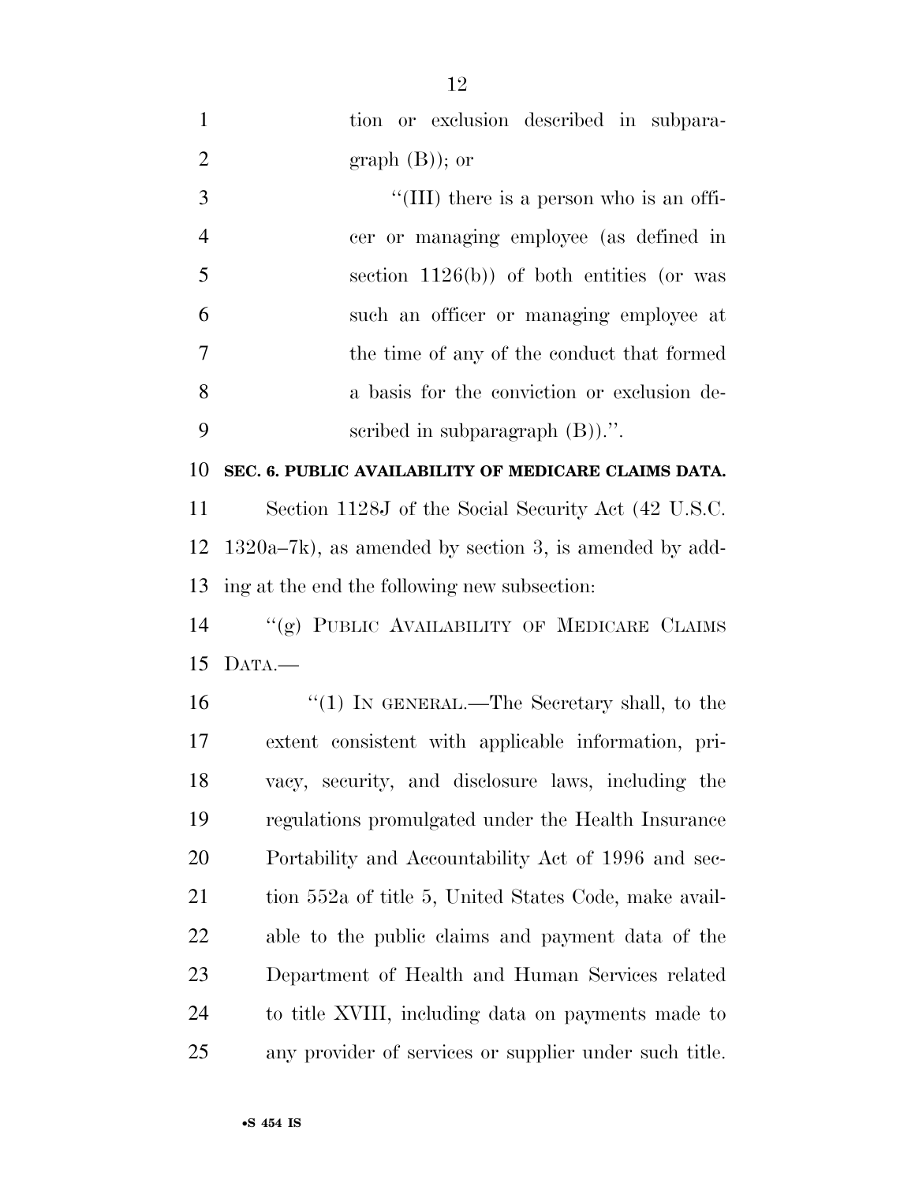tion or exclusion described in subparagraph (B)); or

"(III) there is a person who is an officer or managing employee (as defined in section 1126(b)) of both entities (or was such an officer or managing employee at the time of any of the conduct that formed a basis for the conviction or exclusion described in subparagraph (B)).".

**SEC. 6. PUBLIC AVAILABILITY OF MEDICARE CLAIMS DATA.**

Section 1128J of the Social Security Act (42 U.S.C. 1320a–7k), as amended by section 3, is amended by adding at the end the following new subsection:

"(g) PUBLIC AVAILABILITY OF MEDICARE CLAIMS DATA.—

"(1) IN GENERAL.—The Secretary shall, to the extent consistent with applicable information, privacy, security, and disclosure laws, including the regulations promulgated under the Health Insurance Portability and Accountability Act of 1996 and section 552a of title 5, United States Code, make available to the public claims and payment data of the Department of Health and Human Services related to title XVIII, including data on payments made to any provider of services or supplier under such title.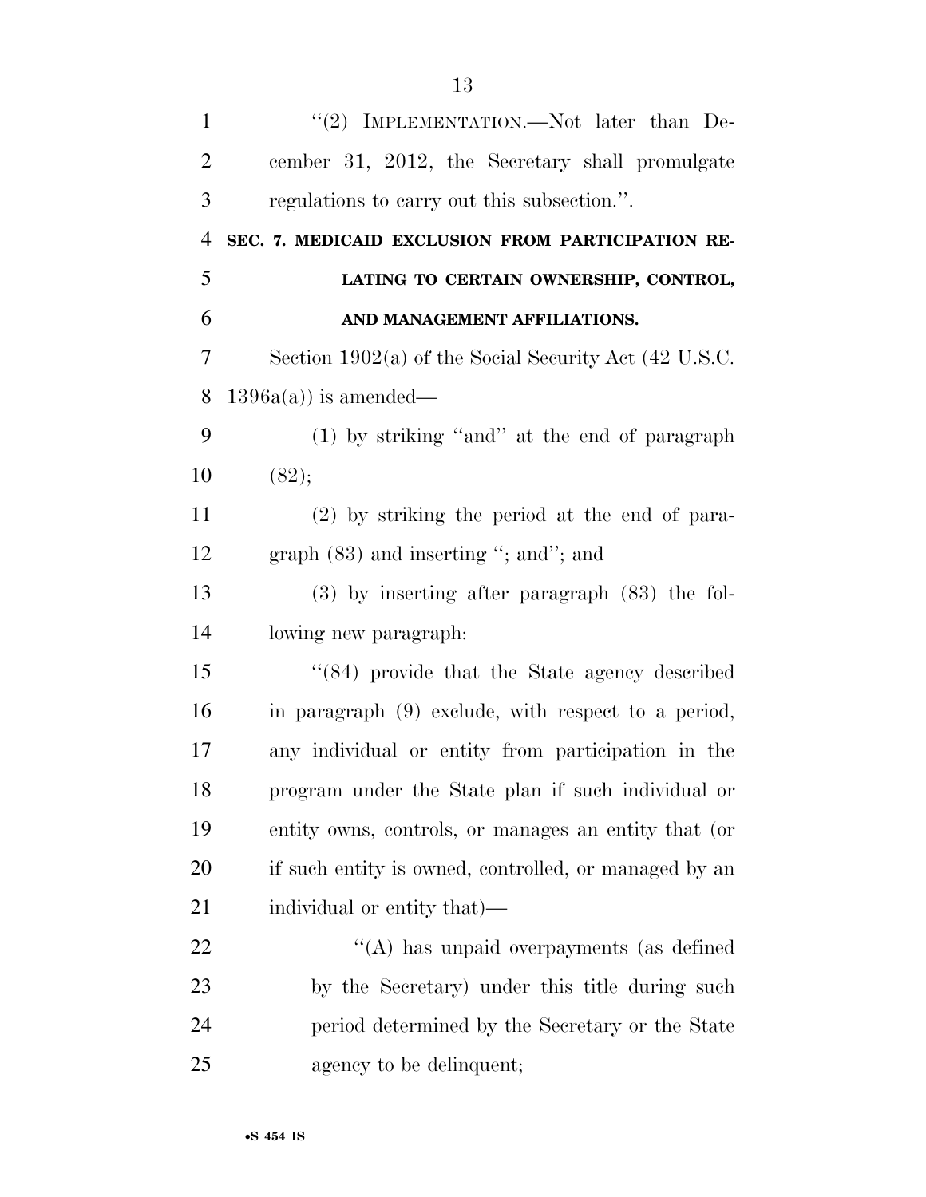"(2) IMPLEMENTATION.—Not later than December 31, 2012, the Secretary shall promulgate regulations to carry out this subsection.".

**SEC. 7. MEDICAID EXCLUSION FROM PARTICIPATION RELATING TO CERTAIN OWNERSHIP, CONTROL, AND MANAGEMENT AFFILIATIONS.**

Section 1902(a) of the Social Security Act (42 U.S.C. 1396a(a)) is amended—

(1) by striking "and" at the end of paragraph (82);

(2) by striking the period at the end of paragraph (83) and inserting "; and"; and

(3) by inserting after paragraph (83) the following new paragraph:

"(84) provide that the State agency described in paragraph (9) exclude, with respect to a period, any individual or entity from participation in the program under the State plan if such individual or entity owns, controls, or manages an entity that (or if such entity is owned, controlled, or managed by an individual or entity that)—

"(A) has unpaid overpayments (as defined by the Secretary) under this title during such period determined by the Secretary or the State agency to be delinquent;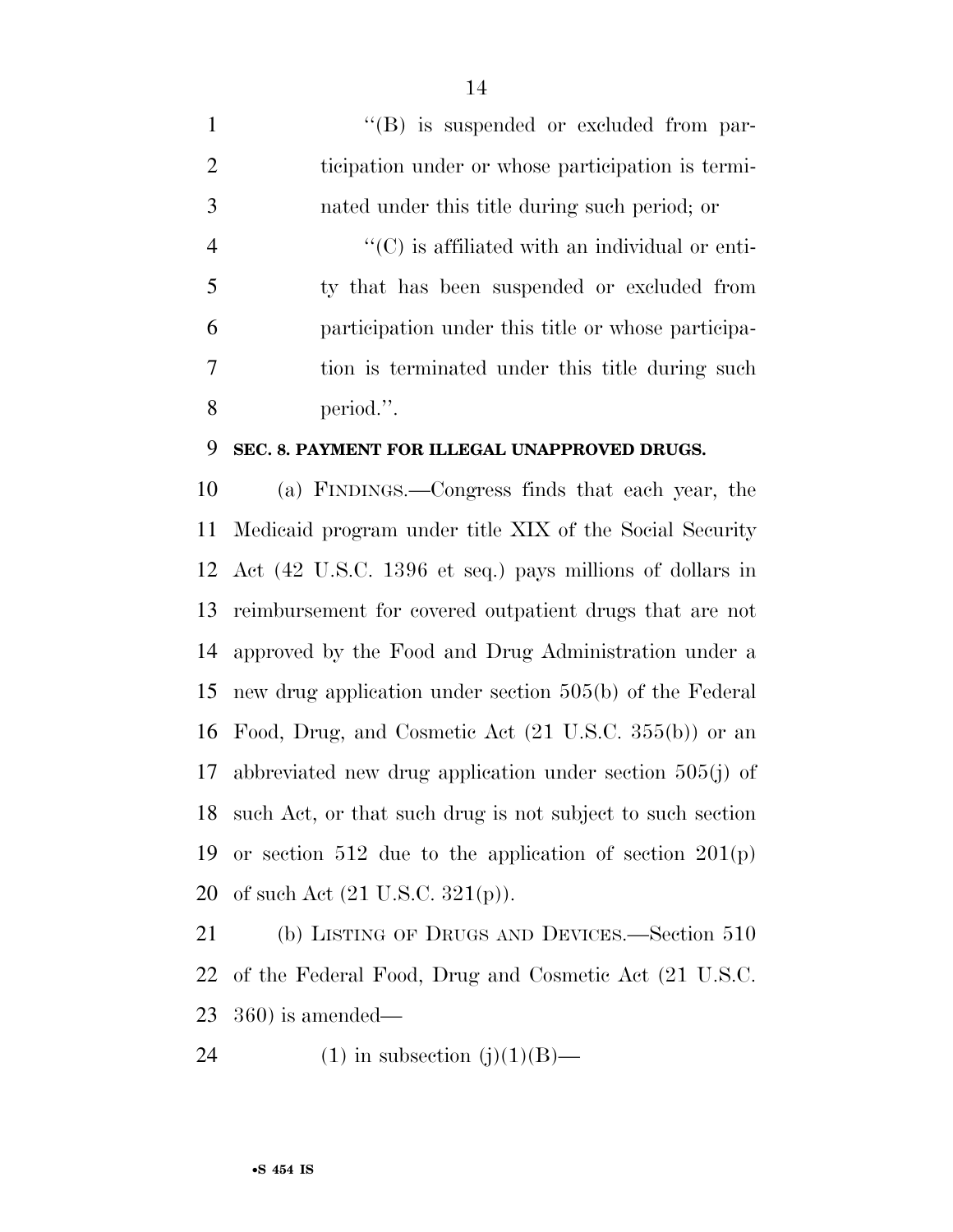"(B) is suspended or excluded from participation under or whose participation is terminated under this title during such period; or

"(C) is affiliated with an individual or entity that has been suspended or excluded from participation under this title or whose participation is terminated under this title during such period.".

**SEC. 8. PAYMENT FOR ILLEGAL UNAPPROVED DRUGS.**

(a) FINDINGS.—Congress finds that each year, the Medicaid program under title XIX of the Social Security Act (42 U.S.C. 1396 et seq.) pays millions of dollars in reimbursement for covered outpatient drugs that are not approved by the Food and Drug Administration under a new drug application under section 505(b) of the Federal Food, Drug, and Cosmetic Act (21 U.S.C. 355(b)) or an abbreviated new drug application under section 505(j) of such Act, or that such drug is not subject to such section or section 512 due to the application of section 201(p) of such Act (21 U.S.C. 321(p)).

(b) LISTING OF DRUGS AND DEVICES.—Section 510 of the Federal Food, Drug and Cosmetic Act (21 U.S.C. 360) is amended—

(1) in subsection (j)(1)(B)—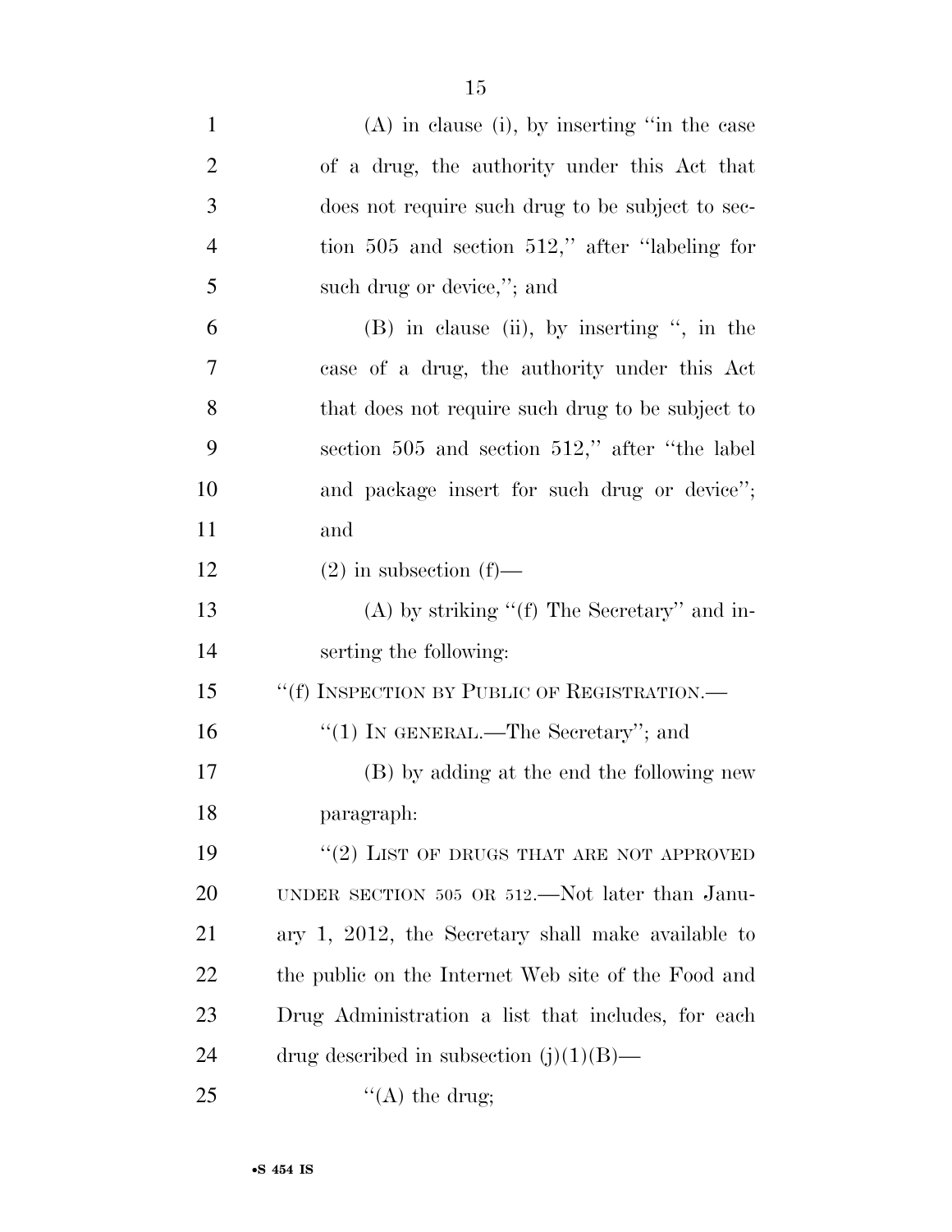(A) in clause (i), by inserting ''in the case of a drug, the authority under this Act that does not require such drug to be subject to section 505 and section 512,'' after ''labeling for such drug or device,''; and

(B) in clause (ii), by inserting '', in the case of a drug, the authority under this Act that does not require such drug to be subject to section 505 and section 512,'' after ''the label and package insert for such drug or device''; and

(2) in subsection (f)—

(A) by striking ''(f) The Secretary'' and inserting the following:

''(f) INSPECTION BY PUBLIC OF REGISTRATION.—

''(1) IN GENERAL.—The Secretary''; and

(B) by adding at the end the following new paragraph:

''(2) LIST OF DRUGS THAT ARE NOT APPROVED UNDER SECTION 505 OR 512.—Not later than January 1, 2012, the Secretary shall make available to the public on the Internet Web site of the Food and Drug Administration a list that includes, for each drug described in subsection (j)(1)(B)—

''(A) the drug;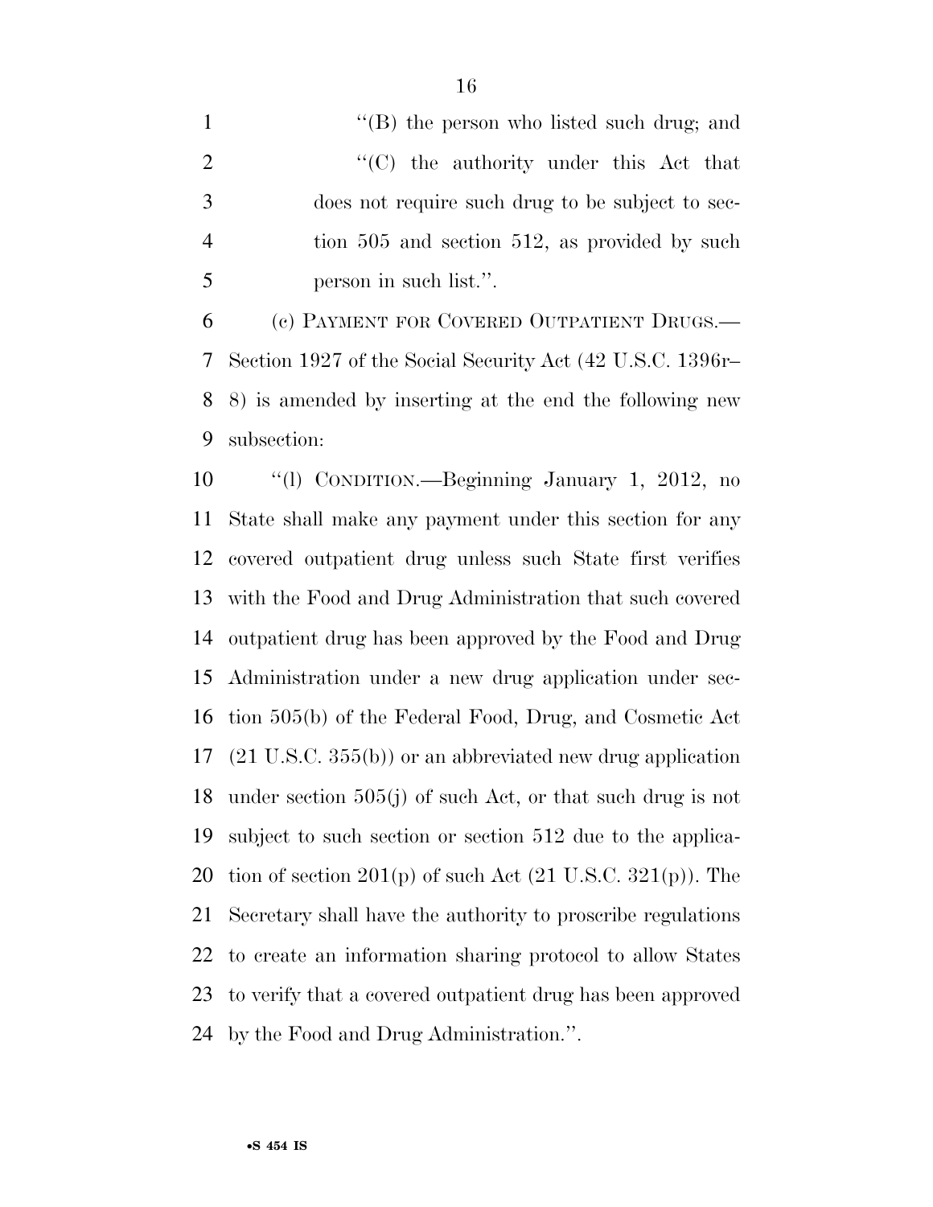''(B) the person who listed such drug; and

''(C) the authority under this Act that does not require such drug to be subject to section 505 and section 512, as provided by such person in such list.''.

(c) PAYMENT FOR COVERED OUTPATIENT DRUGS.—Section 1927 of the Social Security Act (42 U.S.C. 1396r–8) is amended by inserting at the end the following new subsection:

''(l) CONDITION.—Beginning January 1, 2012, no State shall make any payment under this section for any covered outpatient drug unless such State first verifies with the Food and Drug Administration that such covered outpatient drug has been approved by the Food and Drug Administration under a new drug application under section 505(b) of the Federal Food, Drug, and Cosmetic Act (21 U.S.C. 355(b)) or an abbreviated new drug application under section 505(j) of such Act, or that such drug is not subject to such section or section 512 due to the application of section 201(p) of such Act (21 U.S.C. 321(p)). The Secretary shall have the authority to proscribe regulations to create an information sharing protocol to allow States to verify that a covered outpatient drug has been approved by the Food and Drug Administration.''.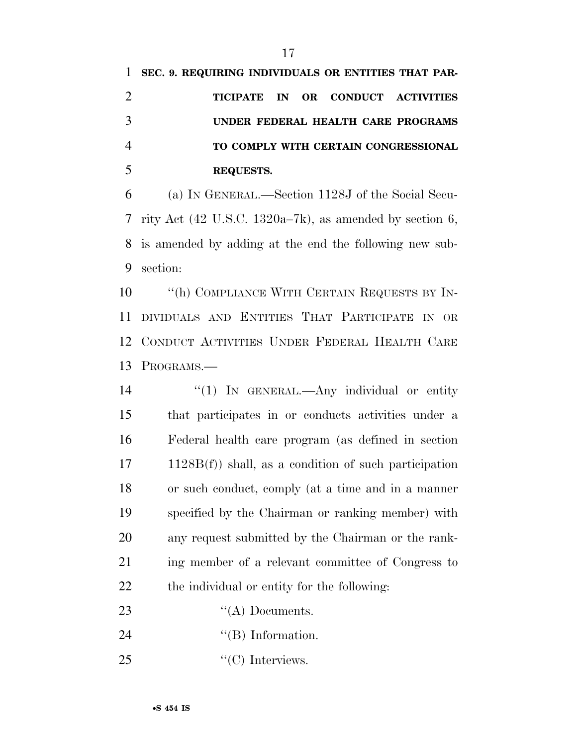**SEC. 9. REQUIRING INDIVIDUALS OR ENTITIES THAT PARTICIPATE IN OR CONDUCT ACTIVITIES UNDER FEDERAL HEALTH CARE PROGRAMS TO COMPLY WITH CERTAIN CONGRESSIONAL REQUESTS.**

(a) IN GENERAL.—Section 1128J of the Social Security Act (42 U.S.C. 1320a–7k), as amended by section 6, is amended by adding at the end the following new subsection:

"(h) COMPLIANCE WITH CERTAIN REQUESTS BY INDIVIDUALS AND ENTITIES THAT PARTICIPATE IN OR CONDUCT ACTIVITIES UNDER FEDERAL HEALTH CARE PROGRAMS.—

"(1) IN GENERAL.—Any individual or entity that participates in or conducts activities under a Federal health care program (as defined in section 1128B(f)) shall, as a condition of such participation or such conduct, comply (at a time and in a manner specified by the Chairman or ranking member) with any request submitted by the Chairman or the ranking member of a relevant committee of Congress to the individual or entity for the following:

"(A) Documents.

"(B) Information.

"(C) Interviews.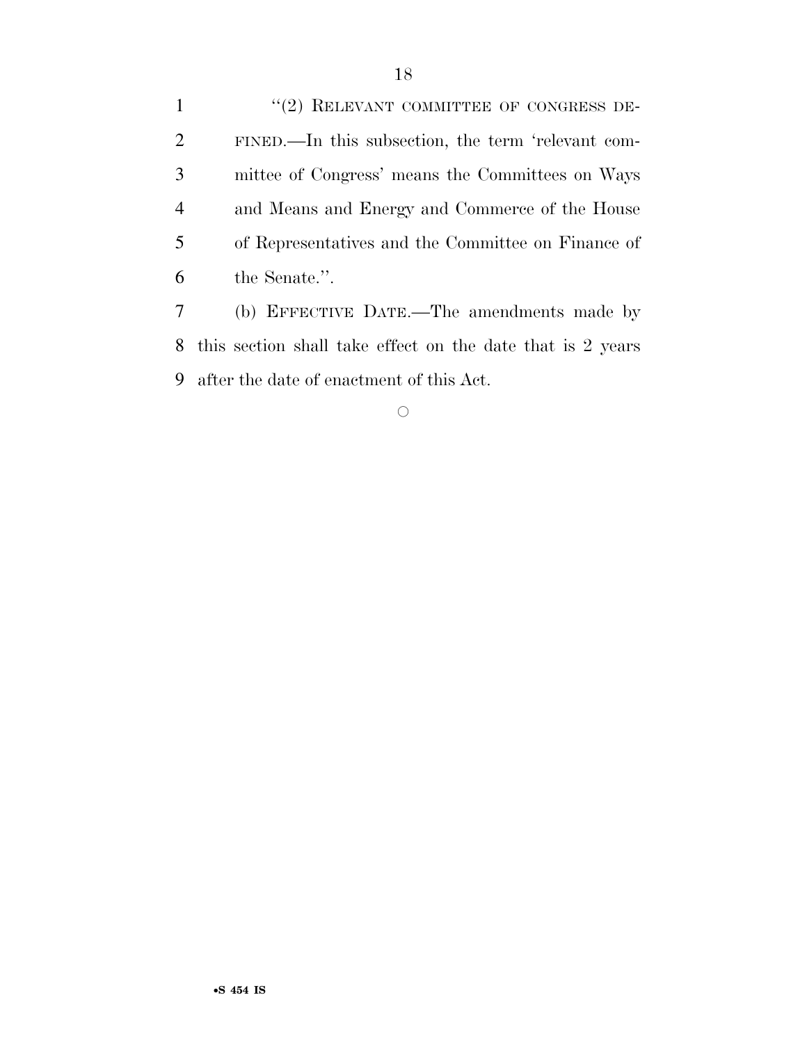"(2) RELEVANT COMMITTEE OF CONGRESS DEFINED.—In this subsection, the term 'relevant committee of Congress' means the Committees on Ways and Means and Energy and Commerce of the House of Representatives and the Committee on Finance of the Senate.".

(b) EFFECTIVE DATE.—The amendments made by this section shall take effect on the date that is 2 years after the date of enactment of this Act.

○